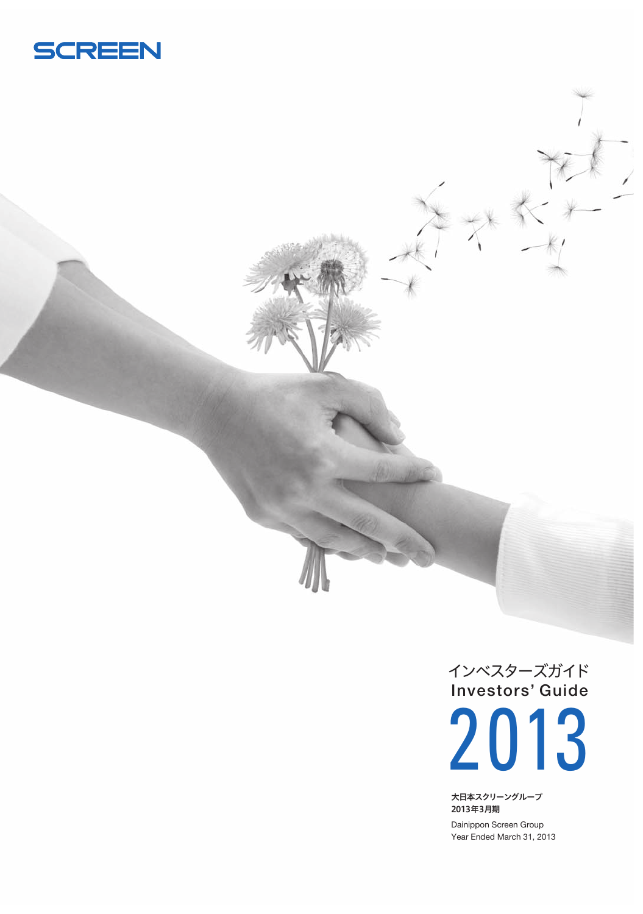SCREEN

# インベスターズガイド
# Investors' Guide
# 2013

**大日本スクリーングループ**
**2013年3月期**

Dainippon Screen Group
Year Ended March 31, 2013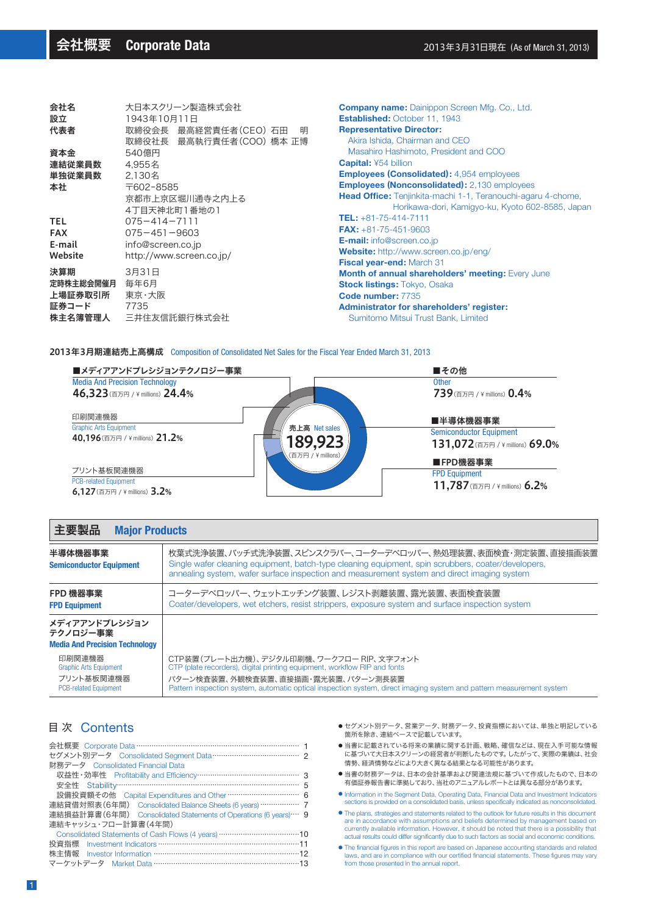# 会社概要　Corporate Data

2013年3月31日現在（As of March 31, 2013）

| | |
|---|---|
| 会社名 | 大日本スクリーン製造株式会社 |
| 設立 | 1943年10月11日 |
| 代表者 | 取締役会長　最高経営責任者（CEO）石田　明<br>取締役社長　最高執行責任者（COO）橋本 正博 |
| 資本金 | 540億円 |
| 連結従業員数 | 4,955名 |
| 単独従業員数 | 2,130名 |
| 本社 | 〒602-8585<br>京都市上京区堀川通寺之内上る<br>4丁目天神北町1番地の1 |
| TEL | 075−414−7111 |
| FAX | 075−451−9603 |
| E-mail | info@screen.co.jp |
| Website | http://www.screen.co.jp/ |
| 決算期 | 3月31日 |
| 定時株主総会開催月 | 毎年6月 |
| 上場証券取引所 | 東京・大阪 |
| 証券コード | 7735 |
| 株主名簿管理人 | 三井住友信託銀行株式会社 |

**Company name:** Dainippon Screen Mfg. Co., Ltd.
**Established:** October 11, 1943
**Representative Director:**
Akira Ishida, Chairman and CEO
Masahiro Hashimoto, President and COO
**Capital:** ¥54 billion
**Employees (Consolidated):** 4,954 employees
**Employees (Nonconsolidated):** 2,130 employees
**Head Office:** Tenjinkita-machi 1-1, Teranouchi-agaru 4-chome, Horikawa-dori, Kamigyo-ku, Kyoto 602-8585, Japan
**TEL:** +81-75-414-7111
**FAX:** +81-75-451-9603
**E-mail:** info@screen.co.jp
**Website:** http://www.screen.co.jp/eng/
**Fiscal year-end:** March 31
**Month of annual shareholders' meeting:** Every June
**Stock listings:** Tokyo, Osaka
**Code number:** 7735
**Administrator for shareholders' register:**
Sumitomo Mitsui Trust Bank, Limited

## 2013年3月期連結売上高構成　Composition of Consolidated Net Sales for the Fiscal Year Ended March 31, 2013

売上高 Net sales **189,923**（百万円 / ¥ millions）

| セグメント Segment | 売上高（百万円 / ¥ millions） | 構成比 |
|---|---|---|
| ■半導体機器事業 Semiconductor Equipment | 131,072 | 69.0% |
| ■FPD機器事業 FPD Equipment | 11,787 | 6.2% |
| ■メディアアンドプレシジョンテクノロジー事業 Media And Precision Technology | 46,323 | 24.4% |
| 　印刷関連機器 Graphic Arts Equipment | 40,196 | 21.2% |
| 　プリント基板関連機器 PCB-related Equipment | 6,127 | 3.2% |
| ■その他 Other | 739 | 0.4% |

## 主要製品　Major Products

| | |
|---|---|
| **半導体機器事業**<br>**Semiconductor Equipment** | 枚葉式洗浄装置、バッチ式洗浄装置、スピンスクラバー、コーターデベロッパー、熱処理装置、表面検査・測定装置、直接描画装置<br>Single wafer cleaning equipment, batch-type cleaning equipment, spin scrubbers, coater/developers, annealing system, wafer surface inspection and measurement system and direct imaging system |
| **FPD 機器事業**<br>**FPD Equipment** | コーターデベロッパー、ウェットエッチング装置、レジスト剥離装置、露光装置、表面検査装置<br>Coater/developers, wet etchers, resist strippers, exposure system and surface inspection system |
| **メディアアンドプレシジョンテクノロジー事業**<br>**Media And Precision Technology** | |
| 印刷関連機器<br>Graphic Arts Equipment | CTP装置（プレート出力機）、デジタル印刷機、ワークフロー RIP、文字フォント<br>CTP (plate recorders), digital printing equipment, workflow RIP and fonts |
| プリント基板関連機器<br>PCB-related Equipment | パターン検査装置、外観検査装置、直接描画・露光装置、パターン測長装置<br>Pattern inspection system, automatic optical inspection system, direct imaging system and pattern measurement system |

## 目 次　Contents

| | |
|---|---|
| 会社概要　Corporate Data | 1 |
| セグメント別データ　Consolidated Segment Data | 2 |
| 財務データ　Consolidated Financial Data | |
| 　収益性・効率性　Profitability and Efficiency | 3 |
| 　安全性　Stability | 5 |
| 　設備投資額その他　Capital Expenditures and Other | 6 |
| 連結貸借対照表（6年間）　Consolidated Balance Sheets (6 years) | 7 |
| 連結損益計算書（6年間）　Consolidated Statements of Operations (6 years) | 9 |
| 連結キャッシュ・フロー計算書（4年間）　Consolidated Statements of Cash Flows (4 years) | 10 |
| 投資指標　Investment Indicators | 11 |
| 株主情報　Investor Information | 12 |
| マーケットデータ　Market Data | 13 |

- セグメント別データ、営業データ、財務データ、投資指標においては、単独と明記している箇所を除き、連結ベースで記載しています。
- 当書に記載されている将来の業績に関する計画、戦略、確信などは、現在入手可能な情報に基づいて大日本スクリーンの経営者が判断したものです。したがって、実際の業績は、社会情勢、経済情勢などにより大きく異なる結果となる可能性があります。
- 当書の財務データは、日本の会計基準および関連法規に基づいて作成したもので、日本の有価証券報告書に準拠しており、当社のアニュアルレポートとは異なる部分があります。
- Information in the Segment Data, Operating Data, Financial Data and Investment Indicators sections is provided on a consolidated basis, unless specifically indicated as nonconsolidated.
- The plans, strategies and statements related to the outlook for future results in this document are in accordance with assumptions and beliefs determined by management based on currently available information. However, it should be noted that there is a possibility that actual results could differ significantly due to such factors as social and economic conditions.
- The financial figures in this report are based on Japanese accounting standards and related laws, and are in compliance with our certified financial statements. These figures may vary from those presented in the annual report.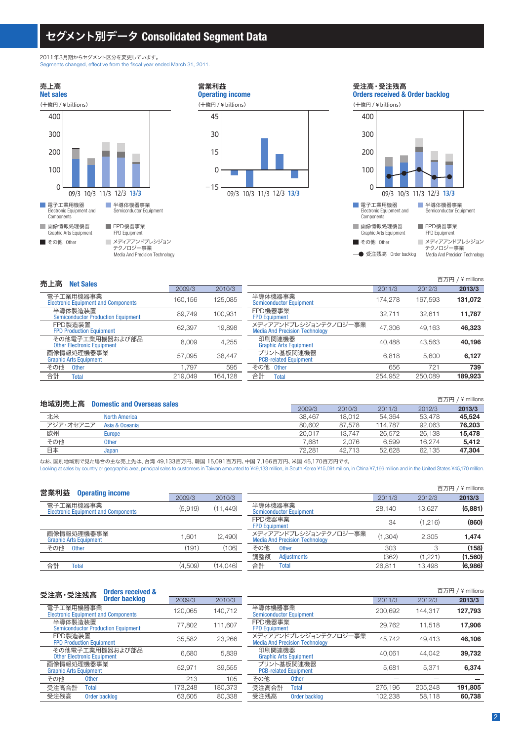# セグメント別データ Consolidated Segment Data

2011年3月期からセグメント区分を変更しています。
Segments changed, effective from the fiscal year ended March 31, 2011.

### 売上高 Net sales

(十億円 / ¥ billions)

### 営業利益 Operating income

(十億円 / ¥ billions)

### 受注高・受注残高 Orders received & Order backlog

(十億円 / ¥ billions)

凡例 Legend:
- 電子工業用機器 Electronic Equipment and Components
- 半導体機器事業 Semiconductor Equipment
- 画像情報処理機器 Graphic Arts Equipment
- FPD機器事業 FPD Equipment
- その他 Other
- メディアアンドプレシジョンテクノロジー事業 Media And Precision Technology
- 受注残高 Order backlog

## 売上高 Net Sales

百万円 / ¥ millions

| | 2009/3 | 2010/3 |
|---|---|---|
| 電子工業用機器事業 Electronic Equipment and Components | 160,156 | 125,085 |
| 半導体製造装置 Semiconductor Production Equipment | 89,749 | 100,931 |
| FPD製造装置 FPD Production Equipment | 62,397 | 19,898 |
| その他電子工業用機器および部品 Other Electronic Equipment | 8,009 | 4,255 |
| 画像情報処理機器事業 Graphic Arts Equipment | 57,095 | 38,447 |
| その他 Other | 1,797 | 595 |
| 合計 Total | 219,049 | 164,128 |

| | 2011/3 | 2012/3 | **2013/3** |
|---|---|---|---|
| 半導体機器事業 Semiconductor Equipment | 174,278 | 167,593 | **131,072** |
| FPD機器事業 FPD Equipment | 32,711 | 32,611 | **11,787** |
| メディアアンドプレシジョンテクノロジー事業 Media And Precision Technology | 47,306 | 49,163 | **46,323** |
| 印刷関連機器 Graphic Arts Equipment | 40,488 | 43,563 | **40,196** |
| プリント基板関連機器 PCB-related Equipment | 6,818 | 5,600 | **6,127** |
| その他 Other | 656 | 721 | **739** |
| 合計 Total | 254,952 | 250,089 | **189,923** |

## 地域別売上高 Domestic and Overseas sales

百万円 / ¥ millions

| | | 2009/3 | 2010/3 | 2011/3 | 2012/3 | **2013/3** |
|---|---|---|---|---|---|---|
| 北米 | North America | 38,467 | 18,012 | 54,364 | 53,478 | **45,524** |
| アジア・オセアニア | Asia & Oceania | 80,602 | 87,578 | 114,787 | 92,063 | **76,203** |
| 欧州 | Europe | 20,017 | 13,747 | 26,572 | 26,138 | **15,478** |
| その他 | Other | 7,681 | 2,076 | 6,599 | 16,274 | **5,412** |
| 日本 | Japan | 72,281 | 42,713 | 52,628 | 62,135 | **47,304** |

なお、国別地域別で見た場合の主な売上先は、台湾 49,133百万円、韓国 15,091百万円、中国 7,166百万円、米国 45,170百万円です。
Looking at sales by country or geographic area, principal sales to customers in Taiwan amounted to ¥49,133 million, in South Korea ¥15,091 million, in China ¥7,166 million and in the United States ¥45,170 million.

## 営業利益 Operating income

百万円 / ¥ millions

| | 2009/3 | 2010/3 |
|---|---|---|
| 電子工業用機器事業 Electronic Equipment and Components | (5,919) | (11,449) |
| 画像情報処理機器事業 Graphic Arts Equipment | 1,601 | (2,490) |
| その他 Other | (191) | (106) |
| 合計 Total | (4,509) | (14,046) |

| | 2011/3 | 2012/3 | **2013/3** |
|---|---|---|---|
| 半導体機器事業 Semiconductor Equipment | 28,140 | 13,627 | **(5,881)** |
| FPD機器事業 FPD Equipment | 34 | (1,216) | **(860)** |
| メディアアンドプレシジョンテクノロジー事業 Media And Precision Technology | (1,304) | 2,305 | **1,474** |
| その他 Other | 303 | 3 | **(158)** |
| 調整額 Adjustments | (362) | (1,221) | **(1,560)** |
| 合計 Total | 26,811 | 13,498 | **(6,986)** |

## 受注高・受注残高 Orders received & Order backlog

百万円 / ¥ millions

| | 2009/3 | 2010/3 |
|---|---|---|
| 電子工業用機器事業 Electronic Equipment and Components | 120,065 | 140,712 |
| 半導体製造装置 Semiconductor Production Equipment | 77,802 | 111,607 |
| FPD製造装置 FPD Production Equipment | 35,582 | 23,266 |
| その他電子工業用機器および部品 Other Electronic Equipment | 6,680 | 5,839 |
| 画像情報処理機器事業 Graphic Arts Equipment | 52,971 | 39,555 |
| その他 Other | 213 | 105 |
| 受注高合計 Total | 173,248 | 180,373 |
| 受注残高 Order backlog | 63,605 | 80,338 |

| | 2011/3 | 2012/3 | **2013/3** |
|---|---|---|---|
| 半導体機器事業 Semiconductor Equipment | 200,692 | 144,317 | **127,793** |
| FPD機器事業 FPD Equipment | 29,762 | 11,518 | **17,906** |
| メディアアンドプレシジョンテクノロジー事業 Media And Precision Technology | 45,742 | 49,413 | **46,106** |
| 印刷関連機器 Graphic Arts Equipment | 40,061 | 44,042 | **39,732** |
| プリント基板関連機器 PCB-related Equipment | 5,681 | 5,371 | **6,374** |
| その他 Other | — | — | **—** |
| 受注高合計 Total | 276,196 | 205,248 | **191,805** |
| 受注残高 Order backlog | 102,238 | 58,118 | **60,738** |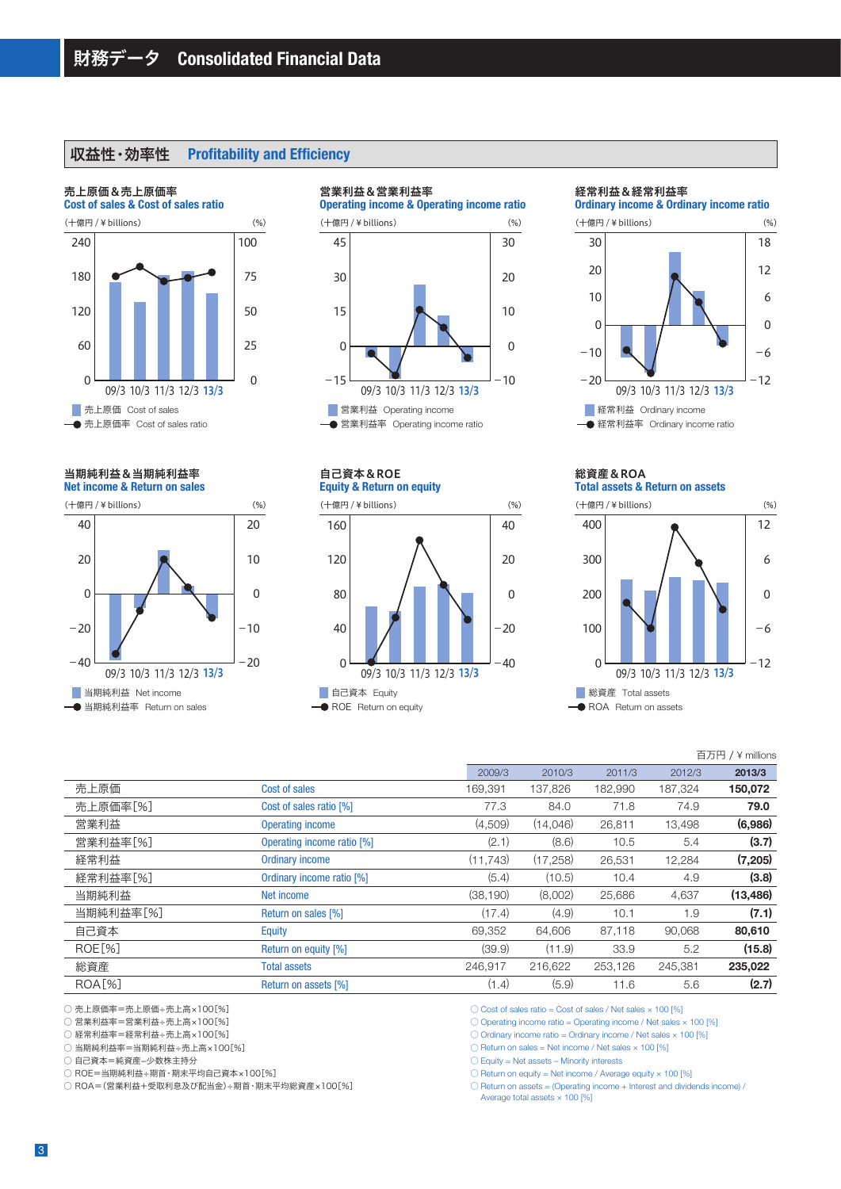# 財務データ　Consolidated Financial Data

## 収益性・効率性　Profitability and Efficiency

### 売上原価＆売上原価率
Cost of sales & Cost of sales ratio

### 営業利益＆営業利益率
Operating income & Operating income ratio

### 経常利益＆経常利益率
Ordinary income & Ordinary income ratio

### 当期純利益＆当期純利益率
Net income & Return on sales

### 自己資本＆ROE
Equity & Return on equity

### 総資産＆ROA
Total assets & Return on assets

百万円 / ¥ millions

| | | 2009/3 | 2010/3 | 2011/3 | 2012/3 | **2013/3** |
|---|---|---|---|---|---|---|
| 売上原価 | Cost of sales | 169,391 | 137,826 | 182,990 | 187,324 | **150,072** |
| 売上原価率[%] | Cost of sales ratio [%] | 77.3 | 84.0 | 71.8 | 74.9 | **79.0** |
| 営業利益 | Operating income | (4,509) | (14,046) | 26,811 | 13,498 | **(6,986)** |
| 営業利益率[%] | Operating income ratio [%] | (2.1) | (8.6) | 10.5 | 5.4 | **(3.7)** |
| 経常利益 | Ordinary income | (11,743) | (17,258) | 26,531 | 12,284 | **(7,205)** |
| 経常利益率[%] | Ordinary income ratio [%] | (5.4) | (10.5) | 10.4 | 4.9 | **(3.8)** |
| 当期純利益 | Net income | (38,190) | (8,002) | 25,686 | 4,637 | **(13,486)** |
| 当期純利益率[%] | Return on sales [%] | (17.4) | (4.9) | 10.1 | 1.9 | **(7.1)** |
| 自己資本 | Equity | 69,352 | 64,606 | 87,118 | 90,068 | **80,610** |
| ROE[%] | Return on equity [%] | (39.9) | (11.9) | 33.9 | 5.2 | **(15.8)** |
| 総資産 | Total assets | 246,917 | 216,622 | 253,126 | 245,381 | **235,022** |
| ROA[%] | Return on assets [%] | (1.4) | (5.9) | 11.6 | 5.6 | **(2.7)** |

○ 売上原価率＝売上原価÷売上高×100[%]
○ 営業利益率＝営業利益÷売上高×100[%]
○ 経常利益率＝経常利益÷売上高×100[%]
○ 当期純利益率＝当期純利益÷売上高×100[%]
○ 自己資本＝純資産−少数株主持分
○ ROE＝当期純利益÷期首・期末平均自己資本×100[%]
○ ROA＝(営業利益＋受取利息及び配当金)÷期首・期末平均総資産×100[%]

○ Cost of sales ratio = Cost of sales / Net sales × 100 [%]
○ Operating income ratio = Operating income / Net sales × 100 [%]
○ Ordinary income ratio = Ordinary income / Net sales × 100 [%]
○ Return on sales = Net income / Net sales × 100 [%]
○ Equity = Net assets − Minority interests
○ Return on equity = Net income / Average equity × 100 [%]
○ Return on assets = (Operating income + Interest and dividends income) / Average total assets × 100 [%]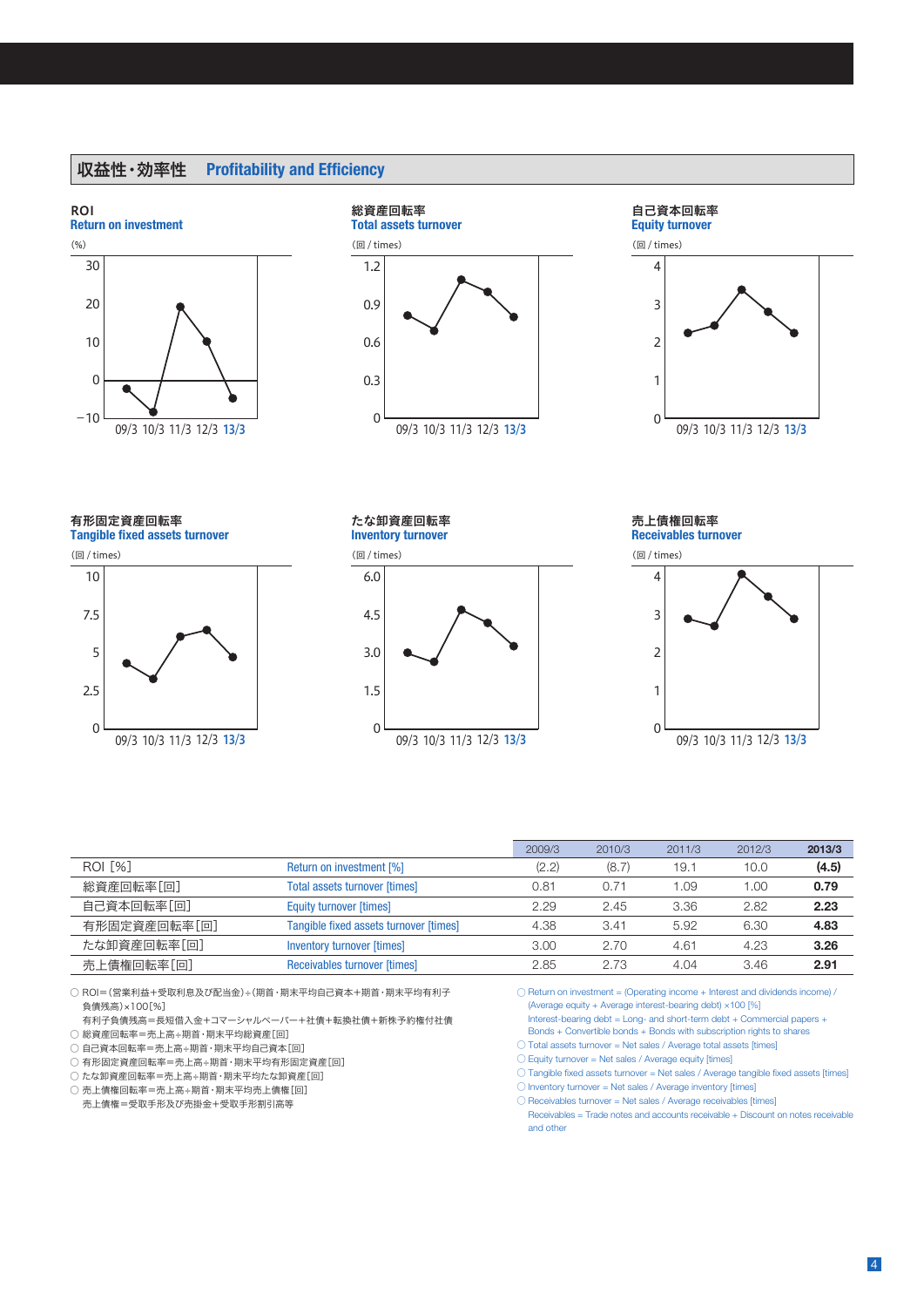## 収益性・効率性　Profitability and Efficiency

ROI
Return on investment
(%)

総資産回転率
Total assets turnover
(回 / times)

自己資本回転率
Equity turnover
(回 / times)

有形固定資産回転率
Tangible fixed assets turnover
(回 / times)

たな卸資産回転率
Inventory turnover
(回 / times)

売上債権回転率
Receivables turnover
(回 / times)

| | | 2009/3 | 2010/3 | 2011/3 | 2012/3 | **2013/3** |
|---|---|---|---|---|---|---|
| ROI [%] | Return on investment [%] | (2.2) | (8.7) | 19.1 | 10.0 | **(4.5)** |
| 総資産回転率[回] | Total assets turnover [times] | 0.81 | 0.71 | 1.09 | 1.00 | **0.79** |
| 自己資本回転率[回] | Equity turnover [times] | 2.29 | 2.45 | 3.36 | 2.82 | **2.23** |
| 有形固定資産回転率[回] | Tangible fixed assets turnover [times] | 4.38 | 3.41 | 5.92 | 6.30 | **4.83** |
| たな卸資産回転率[回] | Inventory turnover [times] | 3.00 | 2.70 | 4.61 | 4.23 | **3.26** |
| 売上債権回転率[回] | Receivables turnover [times] | 2.85 | 2.73 | 4.04 | 3.46 | **2.91** |

○ ROI＝(営業利益＋受取利息及び配当金)÷(期首・期末平均自己資本＋期首・期末平均有利子負債残高)×100[%]
　有利子負債残高＝長短借入金＋コマーシャルペーパー＋社債＋転換社債＋新株予約権付社債
○ 総資産回転率＝売上高÷期首・期末平均総資産[回]
○ 自己資本回転率＝売上高÷期首・期末平均自己資本[回]
○ 有形固定資産回転率＝売上高÷期首・期末平均有形固定資産[回]
○ たな卸資産回転率＝売上高÷期首・期末平均たな卸資産[回]
○ 売上債権回転率＝売上高÷期首・期末平均売上債権[回]
　売上債権＝受取手形及び売掛金＋受取手形割引高等

○ Return on investment = (Operating income + Interest and dividends income) / (Average equity + Average interest-bearing debt) ×100 [%]
　Interest-bearing debt = Long- and short-term debt + Commercial papers + Bonds + Convertible bonds + Bonds with subscription rights to shares
○ Total assets turnover = Net sales / Average total assets [times]
○ Equity turnover = Net sales / Average equity [times]
○ Tangible fixed assets turnover = Net sales / Average tangible fixed assets [times]
○ Inventory turnover = Net sales / Average inventory [times]
○ Receivables turnover = Net sales / Average receivables [times]
　Receivables = Trade notes and accounts receivable + Discount on notes receivable and other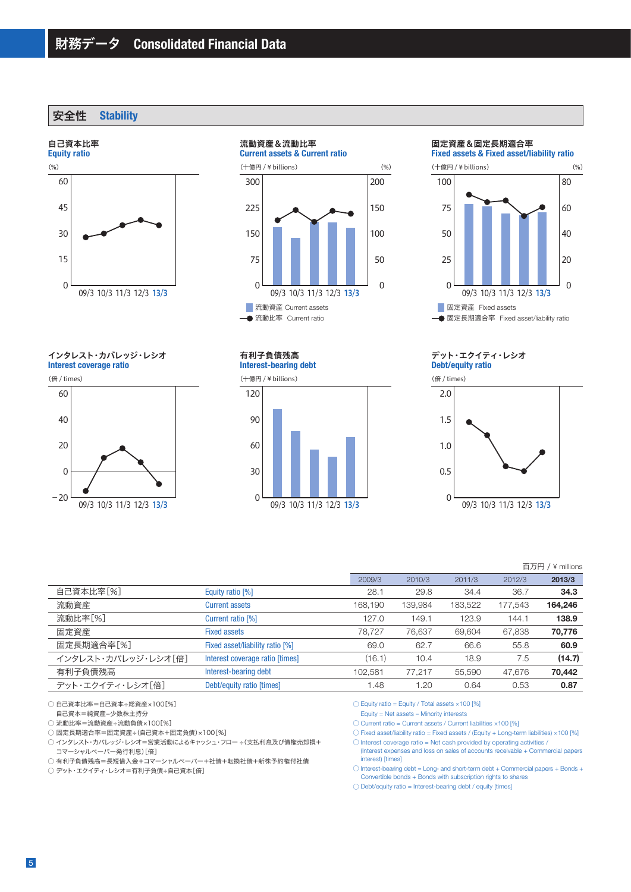# 財務データ　Consolidated Financial Data

## 安全性　Stability

### 自己資本比率 Equity ratio

(%)

### 流動資産＆流動比率 Current assets & Current ratio

(十億円 / ¥ billions)　(%)

■ 流動資産 Current assets
●— 流動比率 Current ratio

### 固定資産＆固定長期適合率 Fixed assets & Fixed asset/liability ratio

(十億円 / ¥ billions)　(%)

■ 固定資産 Fixed assets
●— 固定長期適合率 Fixed asset/liability ratio

### インタレスト・カバレッジ・レシオ Interest coverage ratio

(倍 / times)

### 有利子負債残高 Interest-bearing debt

(十億円 / ¥ billions)

### デット・エクイティ・レシオ Debt/equity ratio

(倍 / times)

百万円 / ¥ millions

| | | 2009/3 | 2010/3 | 2011/3 | 2012/3 | 2013/3 |
|---|---|---|---|---|---|---|
| 自己資本比率[%] | Equity ratio [%] | 28.1 | 29.8 | 34.4 | 36.7 | **34.3** |
| 流動資産 | Current assets | 168,190 | 139,984 | 183,522 | 177,543 | **164,246** |
| 流動比率[%] | Current ratio [%] | 127.0 | 149.1 | 123.9 | 144.1 | **138.9** |
| 固定資産 | Fixed assets | 78,727 | 76,637 | 69,604 | 67,838 | **70,776** |
| 固定長期適合率[%] | Fixed asset/liability ratio [%] | 69.0 | 62.7 | 66.6 | 55.8 | **60.9** |
| インタレスト・カバレッジ・レシオ[倍] | Interest coverage ratio [times] | (16.1) | 10.4 | 18.9 | 7.5 | **(14.7)** |
| 有利子負債残高 | Interest-bearing debt | 102,581 | 77,217 | 55,590 | 47,676 | **70,442** |
| デット・エクイティ・レシオ[倍] | Debt/equity ratio [times] | 1.48 | 1.20 | 0.64 | 0.53 | **0.87** |

○ 自己資本比率＝自己資本÷総資産×100[%]
　自己資本＝純資産−少数株主持分
○ 流動比率＝流動資産÷流動負債×100[%]
○ 固定長期適合率＝固定資産÷(自己資本＋固定負債)×100[%]
○ インタレスト・カバレッジ・レシオ＝営業活動によるキャッシュ・フロー÷(支払利息及び債権売却損＋コマーシャルペーパー発行利息)[倍]
○ 有利子負債残高＝長短借入金＋コマーシャルペーパー＋社債＋転換社債＋新株予約権付社債
○ デット・エクイティ・レシオ＝有利子負債÷自己資本[倍]

○ Equity ratio = Equity / Total assets ×100 [%]
　Equity = Net assets – Minority interests
○ Current ratio = Current assets / Current liabilities ×100 [%]
○ Fixed asset/liability ratio = Fixed assets / (Equity + Long-term liabilities) ×100 [%]
○ Interest coverage ratio = Net cash provided by operating activities / (Interest expenses and loss on sales of accounts receivable + Commercial papers interest) [times]
○ Interest-bearing debt = Long- and short-term debt + Commercial papers + Bonds + Convertible bonds + Bonds with subscription rights to shares
○ Debt/equity ratio = Interest-bearing debt / equity [times]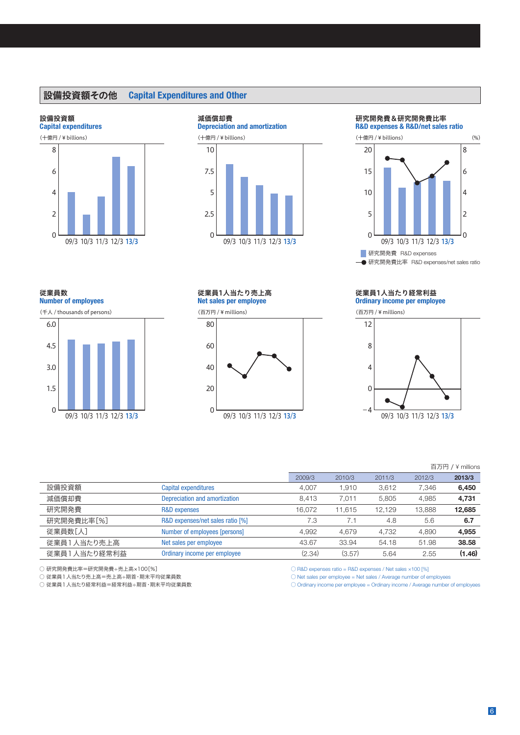## 設備投資額その他　Capital Expenditures and Other

**設備投資額**
**Capital expenditures**
（十億円 / ¥ billions）

**減価償却費**
**Depreciation and amortization**
（十億円 / ¥ billions）

**研究開発費＆研究開発費比率**
**R&D expenses & R&D/net sales ratio**
（十億円 / ¥ billions）　(%)

研究開発費　R&D expenses
研究開発費比率　R&D expenses/net sales ratio

**従業員数**
**Number of employees**
（千人 / thousands of persons）

**従業員1人当たり売上高**
**Net sales per employee**
（百万円 / ¥ millions）

**従業員1人当たり経常利益**
**Ordinary income per employee**
（百万円 / ¥ millions）

百万円 / ¥ millions

| | | 2009/3 | 2010/3 | 2011/3 | 2012/3 | 2013/3 |
|---|---|---|---|---|---|---|
| 設備投資額 | Capital expenditures | 4,007 | 1,910 | 3,612 | 7,346 | **6,450** |
| 減価償却費 | Depreciation and amortization | 8,413 | 7,011 | 5,805 | 4,985 | **4,731** |
| 研究開発費 | R&D expenses | 16,072 | 11,615 | 12,129 | 13,888 | **12,685** |
| 研究開発費比率[%] | R&D expenses/net sales ratio [%] | 7.3 | 7.1 | 4.8 | 5.6 | **6.7** |
| 従業員数[人] | Number of employees [persons] | 4,992 | 4,679 | 4,732 | 4,890 | **4,955** |
| 従業員１人当たり売上高 | Net sales per employee | 43.67 | 33.94 | 54.18 | 51.98 | **38.58** |
| 従業員１人当たり経常利益 | Ordinary income per employee | (2.34) | (3.57) | 5.64 | 2.55 | **(1.46)** |

○ 研究開発費比率＝研究開発費÷売上高×100[%]
○ 従業員１人当たり売上高＝売上高÷期首・期末平均従業員数
○ 従業員１人当たり経常利益＝経常利益÷期首・期末平均従業員数

○ R&D expenses ratio = R&D expenses / Net sales ×100 [%]
○ Net sales per employee = Net sales / Average number of employees
○ Ordinary income per employee = Ordinary income / Average number of employees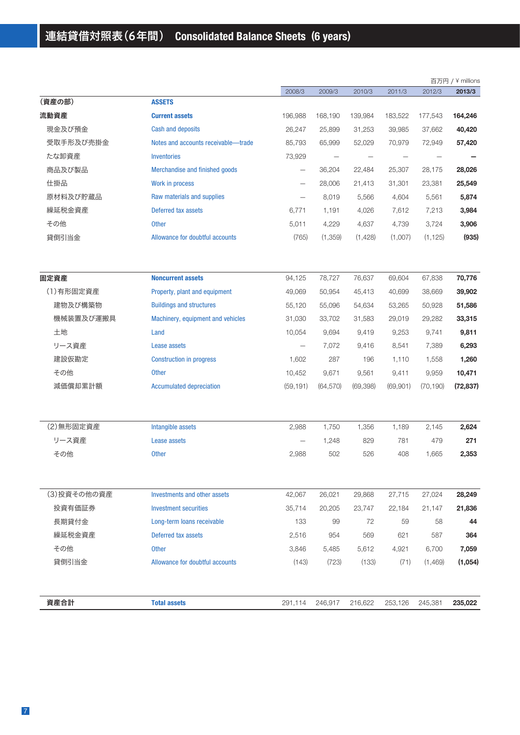# 連結貸借対照表（6年間） Consolidated Balance Sheets (6 years)

百万円 / ¥ millions

| | | 2008/3 | 2009/3 | 2010/3 | 2011/3 | 2012/3 | **2013/3** |
|---|---|---|---|---|---|---|---|
| **（資産の部）** | **ASSETS** | | | | | | |
| **流動資産** | **Current assets** | 196,988 | 168,190 | 139,984 | 183,522 | 177,543 | **164,246** |
| 現金及び預金 | Cash and deposits | 26,247 | 25,899 | 31,253 | 39,985 | 37,662 | **40,420** |
| 受取手形及び売掛金 | Notes and accounts receivable—trade | 85,793 | 65,999 | 52,029 | 70,979 | 72,949 | **57,420** |
| たな卸資産 | Inventories | 73,929 | — | — | — | — | **—** |
| 商品及び製品 | Merchandise and finished goods | — | 36,204 | 22,484 | 25,307 | 28,175 | **28,026** |
| 仕掛品 | Work in process | — | 28,006 | 21,413 | 31,301 | 23,381 | **25,549** |
| 原材料及び貯蔵品 | Raw materials and supplies | — | 8,019 | 5,566 | 4,604 | 5,561 | **5,874** |
| 繰延税金資産 | Deferred tax assets | 6,771 | 1,191 | 4,026 | 7,612 | 7,213 | **3,984** |
| その他 | Other | 5,011 | 4,229 | 4,637 | 4,739 | 3,724 | **3,906** |
| 貸倒引当金 | Allowance for doubtful accounts | (765) | (1,359) | (1,428) | (1,007) | (1,125) | **(935)** |
| **固定資産** | **Noncurrent assets** | 94,125 | 78,727 | 76,637 | 69,604 | 67,838 | **70,776** |
| (1)有形固定資産 | Property, plant and equipment | 49,069 | 50,954 | 45,413 | 40,699 | 38,669 | **39,902** |
| 建物及び構築物 | Buildings and structures | 55,120 | 55,096 | 54,634 | 53,265 | 50,928 | **51,586** |
| 機械装置及び運搬具 | Machinery, equipment and vehicles | 31,030 | 33,702 | 31,583 | 29,019 | 29,282 | **33,315** |
| 土地 | Land | 10,054 | 9,694 | 9,419 | 9,253 | 9,741 | **9,811** |
| リース資産 | Lease assets | — | 7,072 | 9,416 | 8,541 | 7,389 | **6,293** |
| 建設仮勘定 | Construction in progress | 1,602 | 287 | 196 | 1,110 | 1,558 | **1,260** |
| その他 | Other | 10,452 | 9,671 | 9,561 | 9,411 | 9,959 | **10,471** |
| 減価償却累計額 | Accumulated depreciation | (59,191) | (64,570) | (69,398) | (69,901) | (70,190) | **(72,837)** |
| (2)無形固定資産 | Intangible assets | 2,988 | 1,750 | 1,356 | 1,189 | 2,145 | **2,624** |
| リース資産 | Lease assets | — | 1,248 | 829 | 781 | 479 | **271** |
| その他 | Other | 2,988 | 502 | 526 | 408 | 1,665 | **2,353** |
| (3)投資その他の資産 | Investments and other assets | 42,067 | 26,021 | 29,868 | 27,715 | 27,024 | **28,249** |
| 投資有価証券 | Investment securities | 35,714 | 20,205 | 23,747 | 22,184 | 21,147 | **21,836** |
| 長期貸付金 | Long-term loans receivable | 133 | 99 | 72 | 59 | 58 | **44** |
| 繰延税金資産 | Deferred tax assets | 2,516 | 954 | 569 | 621 | 587 | **364** |
| その他 | Other | 3,846 | 5,485 | 5,612 | 4,921 | 6,700 | **7,059** |
| 貸倒引当金 | Allowance for doubtful accounts | (143) | (723) | (133) | (71) | (1,469) | **(1,054)** |
| **資産合計** | **Total assets** | 291,114 | 246,917 | 216,622 | 253,126 | 245,381 | **235,022** |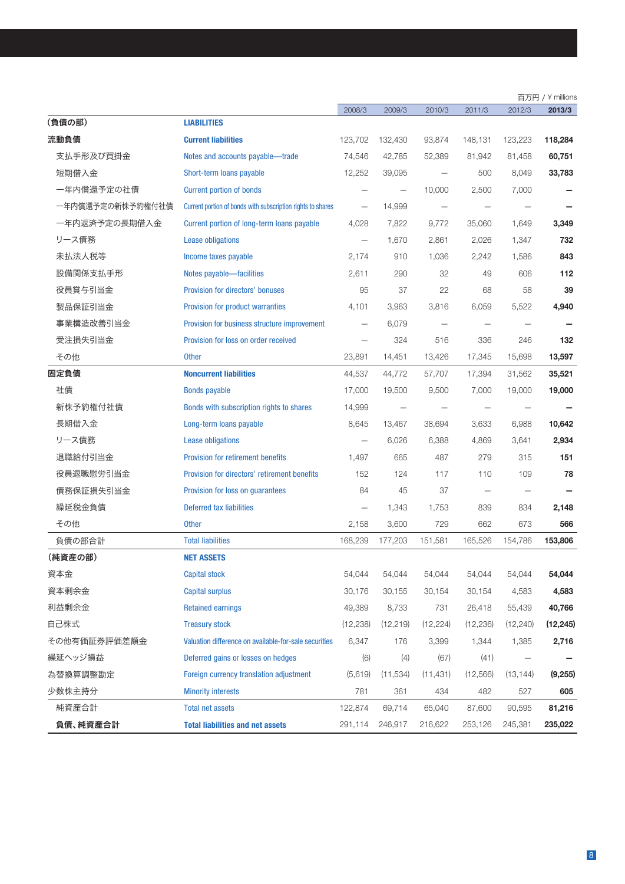百万円 / ¥ millions

| | | 2008/3 | 2009/3 | 2010/3 | 2011/3 | 2012/3 | **2013/3** |
|---|---|---|---|---|---|---|---|
| **(負債の部)** | **LIABILITIES** | | | | | | |
| **流動負債** | **Current liabilities** | 123,702 | 132,430 | 93,874 | 148,131 | 123,223 | **118,284** |
| 支払手形及び買掛金 | Notes and accounts payable—trade | 74,546 | 42,785 | 52,389 | 81,942 | 81,458 | **60,751** |
| 短期借入金 | Short-term loans payable | 12,252 | 39,095 | — | 500 | 8,049 | **33,783** |
| 一年内償還予定の社債 | Current portion of bonds | — | — | 10,000 | 2,500 | 7,000 | **—** |
| 一年内償還予定の新株予約権付社債 | Current portion of bonds with subscription rights to shares | — | 14,999 | — | — | — | **—** |
| 一年内返済予定の長期借入金 | Current portion of long-term loans payable | 4,028 | 7,822 | 9,772 | 35,060 | 1,649 | **3,349** |
| リース債務 | Lease obligations | — | 1,670 | 2,861 | 2,026 | 1,347 | **732** |
| 未払法人税等 | Income taxes payable | 2,174 | 910 | 1,036 | 2,242 | 1,586 | **843** |
| 設備関係支払手形 | Notes payable—facilities | 2,611 | 290 | 32 | 49 | 606 | **112** |
| 役員賞与引当金 | Provision for directors' bonuses | 95 | 37 | 22 | 68 | 58 | **39** |
| 製品保証引当金 | Provision for product warranties | 4,101 | 3,963 | 3,816 | 6,059 | 5,522 | **4,940** |
| 事業構造改善引当金 | Provision for business structure improvement | — | 6,079 | — | — | — | **—** |
| 受注損失引当金 | Provision for loss on order received | — | 324 | 516 | 336 | 246 | **132** |
| その他 | Other | 23,891 | 14,451 | 13,426 | 17,345 | 15,698 | **13,597** |
| **固定負債** | **Noncurrent liabilities** | 44,537 | 44,772 | 57,707 | 17,394 | 31,562 | **35,521** |
| 社債 | Bonds payable | 17,000 | 19,500 | 9,500 | 7,000 | 19,000 | **19,000** |
| 新株予約権付社債 | Bonds with subscription rights to shares | 14,999 | — | — | — | — | **—** |
| 長期借入金 | Long-term loans payable | 8,645 | 13,467 | 38,694 | 3,633 | 6,988 | **10,642** |
| リース債務 | Lease obligations | — | 6,026 | 6,388 | 4,869 | 3,641 | **2,934** |
| 退職給付引当金 | Provision for retirement benefits | 1,497 | 665 | 487 | 279 | 315 | **151** |
| 役員退職慰労引当金 | Provision for directors' retirement benefits | 152 | 124 | 117 | 110 | 109 | **78** |
| 債務保証損失引当金 | Provision for loss on guarantees | 84 | 45 | 37 | — | — | **—** |
| 繰延税金負債 | Deferred tax liabilities | — | 1,343 | 1,753 | 839 | 834 | **2,148** |
| その他 | Other | 2,158 | 3,600 | 729 | 662 | 673 | **566** |
| 負債の部合計 | Total liabilities | 168,239 | 177,203 | 151,581 | 165,526 | 154,786 | **153,806** |
| **(純資産の部)** | **NET ASSETS** | | | | | | |
| 資本金 | Capital stock | 54,044 | 54,044 | 54,044 | 54,044 | 54,044 | **54,044** |
| 資本剰余金 | Capital surplus | 30,176 | 30,155 | 30,154 | 30,154 | 4,583 | **4,583** |
| 利益剰余金 | Retained earnings | 49,389 | 8,733 | 731 | 26,418 | 55,439 | **40,766** |
| 自己株式 | Treasury stock | (12,238) | (12,219) | (12,224) | (12,236) | (12,240) | **(12,245)** |
| その他有価証券評価差額金 | Valuation difference on available-for-sale securities | 6,347 | 176 | 3,399 | 1,344 | 1,385 | **2,716** |
| 繰延ヘッジ損益 | Deferred gains or losses on hedges | (6) | (4) | (67) | (41) | — | **—** |
| 為替換算調整勘定 | Foreign currency translation adjustment | (5,619) | (11,534) | (11,431) | (12,566) | (13,144) | **(9,255)** |
| 少数株主持分 | Minority interests | 781 | 361 | 434 | 482 | 527 | **605** |
| 純資産合計 | Total net assets | 122,874 | 69,714 | 65,040 | 87,600 | 90,595 | **81,216** |
| **負債、純資産合計** | **Total liabilities and net assets** | 291,114 | 246,917 | 216,622 | 253,126 | 245,381 | **235,022** |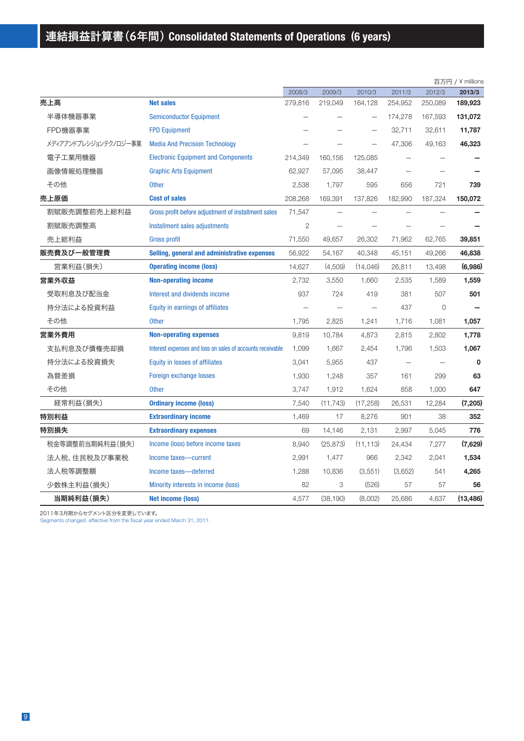# 連結損益計算書(6年間) Consolidated Statements of Operations (6 years)

百万円 / ¥ millions

| | | 2008/3 | 2009/3 | 2010/3 | 2011/3 | 2012/3 | **2013/3** |
|---|---|---|---|---|---|---|---|
| **売上高** | **Net sales** | 279,816 | 219,049 | 164,128 | 254,952 | 250,089 | **189,923** |
| 半導体機器事業 | Semiconductor Equipment | — | — | — | 174,278 | 167,593 | **131,072** |
| FPD機器事業 | FPD Equipment | — | — | — | 32,711 | 32,611 | **11,787** |
| メディアアンドプレシジョンテクノロジー事業 | Media And Precision Technology | — | — | — | 47,306 | 49,163 | **46,323** |
| 電子工業用機器 | Electronic Equipment and Components | 214,349 | 160,156 | 125,085 | — | — | **—** |
| 画像情報処理機器 | Graphic Arts Equipment | 62,927 | 57,095 | 38,447 | — | — | **—** |
| その他 | Other | 2,538 | 1,797 | 595 | 656 | 721 | **739** |
| **売上原価** | **Cost of sales** | 208,268 | 169,391 | 137,826 | 182,990 | 187,324 | **150,072** |
| 割賦販売調整前売上総利益 | Gross profit before adjustment of installment sales | 71,547 | — | — | — | — | **—** |
| 割賦販売調整高 | Installment sales adjustments | 2 | — | — | — | — | **—** |
| 売上総利益 | Gross profit | 71,550 | 49,657 | 26,302 | 71,962 | 62,765 | **39,851** |
| **販売費及び一般管理費** | **Selling, general and administrative expenses** | 56,922 | 54,167 | 40,348 | 45,151 | 49,266 | **46,838** |
| 営業利益(損失) | **Operating income (loss)** | 14,627 | (4,509) | (14,046) | 26,811 | 13,498 | **(6,986)** |
| **営業外収益** | **Non-operating income** | 2,732 | 3,550 | 1,660 | 2,535 | 1,589 | **1,559** |
| 受取利息及び配当金 | Interest and dividends income | 937 | 724 | 419 | 381 | 507 | **501** |
| 持分法による投資利益 | Equity in earnings of affiliates | — | — | — | 437 | 0 | **—** |
| その他 | Other | 1,795 | 2,825 | 1,241 | 1,716 | 1,081 | **1,057** |
| **営業外費用** | **Non-operating expenses** | 9,819 | 10,784 | 4,873 | 2,815 | 2,802 | **1,778** |
| 支払利息及び債権売却損 | Interest expenses and loss on sales of accounts receivable | 1,099 | 1,667 | 2,454 | 1,796 | 1,503 | **1,067** |
| 持分法による投資損失 | Equity in losses of affiliates | 3,041 | 5,955 | 437 | — | — | **0** |
| 為替差損 | Foreign exchange losses | 1,930 | 1,248 | 357 | 161 | 299 | **63** |
| その他 | Other | 3,747 | 1,912 | 1,624 | 858 | 1,000 | **647** |
| 経常利益(損失) | **Ordinary income (loss)** | 7,540 | (11,743) | (17,258) | 26,531 | 12,284 | **(7,205)** |
| **特別利益** | **Extraordinary income** | 1,469 | 17 | 8,276 | 901 | 38 | **352** |
| **特別損失** | **Extraordinary expenses** | 69 | 14,146 | 2,131 | 2,997 | 5,045 | **776** |
| 税金等調整前当期純利益(損失) | Income (loss) before income taxes | 8,940 | (25,873) | (11,113) | 24,434 | 7,277 | **(7,629)** |
| 法人税、住民税及び事業税 | Income taxes—current | 2,991 | 1,477 | 966 | 2,342 | 2,041 | **1,534** |
| 法人税等調整額 | Income taxes—deferred | 1,288 | 10,836 | (3,551) | (3,652) | 541 | **4,265** |
| 少数株主利益(損失) | Minority interests in income (loss) | 82 | 3 | (526) | 57 | 57 | **56** |
| **当期純利益(損失)** | **Net income (loss)** | 4,577 | (38,190) | (8,002) | 25,686 | 4,637 | **(13,486)** |

2011年3月期からセグメント区分を変更しています。
Segments changed, effective from the fiscal year ended March 31, 2011.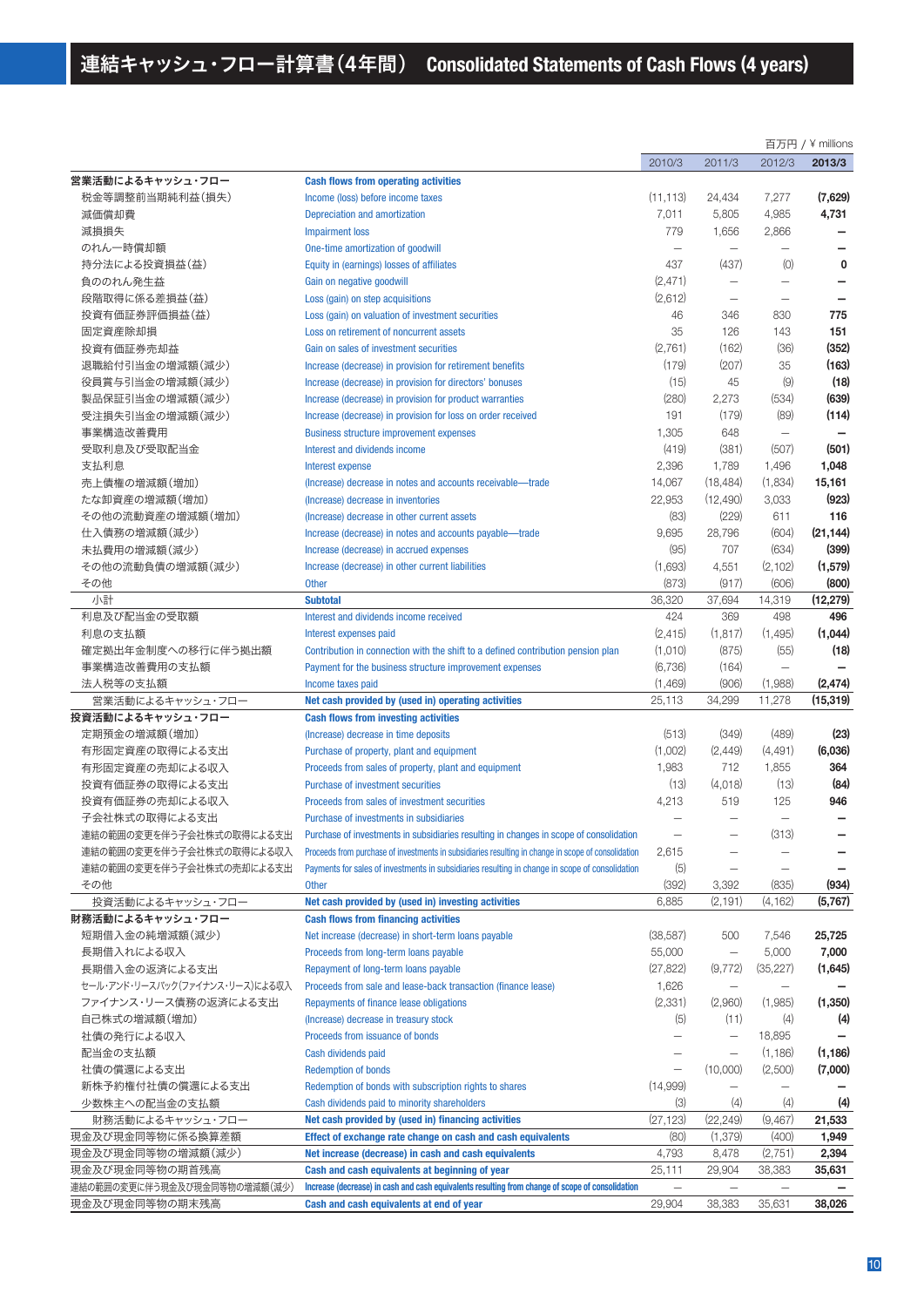# 連結キャッシュ・フロー計算書（4年間） Consolidated Statements of Cash Flows (4 years)

百万円 / ¥ millions

| | | 2010/3 | 2011/3 | 2012/3 | **2013/3** |
|---|---|---|---|---|---|
| **営業活動によるキャッシュ・フロー** | **Cash flows from operating activities** | | | | |
| 税金等調整前当期純利益（損失） | Income (loss) before income taxes | (11,113) | 24,434 | 7,277 | **(7,629)** |
| 減価償却費 | Depreciation and amortization | 7,011 | 5,805 | 4,985 | **4,731** |
| 減損損失 | Impairment loss | 779 | 1,656 | 2,866 | **—** |
| のれん一時償却額 | One-time amortization of goodwill | — | — | — | **—** |
| 持分法による投資損益（益） | Equity in (earnings) losses of affiliates | 437 | (437) | (0) | **0** |
| 負ののれん発生益 | Gain on negative goodwill | (2,471) | — | — | **—** |
| 段階取得に係る差損益（益） | Loss (gain) on step acquisitions | (2,612) | — | — | **—** |
| 投資有価証券評価損益（益） | Loss (gain) on valuation of investment securities | 46 | 346 | 830 | **775** |
| 固定資産除却損 | Loss on retirement of noncurrent assets | 35 | 126 | 143 | **151** |
| 投資有価証券売却益 | Gain on sales of investment securities | (2,761) | (162) | (36) | **(352)** |
| 退職給付引当金の増減額（減少） | Increase (decrease) in provision for retirement benefits | (179) | (207) | 35 | **(163)** |
| 役員賞与引当金の増減額（減少） | Increase (decrease) in provision for directors' bonuses | (15) | 45 | (9) | **(18)** |
| 製品保証引当金の増減額（減少） | Increase (decrease) in provision for product warranties | (280) | 2,273 | (534) | **(639)** |
| 受注損失引当金の増減額（減少） | Increase (decrease) in provision for loss on order received | 191 | (179) | (89) | **(114)** |
| 事業構造改善費用 | Business structure improvement expenses | 1,305 | 648 | — | **—** |
| 受取利息及び受取配当金 | Interest and dividends income | (419) | (381) | (507) | **(501)** |
| 支払利息 | Interest expense | 2,396 | 1,789 | 1,496 | **1,048** |
| 売上債権の増減額（増加） | (Increase) decrease in notes and accounts receivable—trade | 14,067 | (18,484) | (1,834) | **15,161** |
| たな卸資産の増減額（増加） | (Increase) decrease in inventories | 22,953 | (12,490) | 3,033 | **(923)** |
| その他の流動資産の増減額（増加） | (Increase) decrease in other current assets | (83) | (229) | 611 | **116** |
| 仕入債務の増減額（減少） | Increase (decrease) in notes and accounts payable—trade | 9,695 | 28,796 | (604) | **(21,144)** |
| 未払費用の増減額（減少） | Increase (decrease) in accrued expenses | (95) | 707 | (634) | **(399)** |
| その他の流動負債の増減額（減少） | Increase (decrease) in other current liabilities | (1,693) | 4,551 | (2,102) | **(1,579)** |
| その他 | Other | (873) | (917) | (606) | **(800)** |
| 小計 | **Subtotal** | 36,320 | 37,694 | 14,319 | **(12,279)** |
| 利息及び配当金の受取額 | Interest and dividends income received | 424 | 369 | 498 | **496** |
| 利息の支払額 | Interest expenses paid | (2,415) | (1,817) | (1,495) | **(1,044)** |
| 確定拠出年金制度への移行に伴う拠出額 | Contribution in connection with the shift to a defined contribution pension plan | (1,010) | (875) | (55) | **(18)** |
| 事業構造改善費用の支払額 | Payment for the business structure improvement expenses | (6,736) | (164) | — | **—** |
| 法人税等の支払額 | Income taxes paid | (1,469) | (906) | (1,988) | **(2,474)** |
| 営業活動によるキャッシュ・フロー | **Net cash provided by (used in) operating activities** | 25,113 | 34,299 | 11,278 | **(15,319)** |
| **投資活動によるキャッシュ・フロー** | **Cash flows from investing activities** | | | | |
| 定期預金の増減額（増加） | (Increase) decrease in time deposits | (513) | (349) | (489) | **(23)** |
| 有形固定資産の取得による支出 | Purchase of property, plant and equipment | (1,002) | (2,449) | (4,491) | **(6,036)** |
| 有形固定資産の売却による収入 | Proceeds from sales of property, plant and equipment | 1,983 | 712 | 1,855 | **364** |
| 投資有価証券の取得による支出 | Purchase of investment securities | (13) | (4,018) | (13) | **(84)** |
| 投資有価証券の売却による収入 | Proceeds from sales of investment securities | 4,213 | 519 | 125 | **946** |
| 子会社株式の取得による支出 | Purchase of investments in subsidiaries | — | — | — | **—** |
| 連結の範囲の変更を伴う子会社株式の取得による支出 | Purchase of investments in subsidiaries resulting in changes in scope of consolidation | — | — | (313) | **—** |
| 連結の範囲の変更を伴う子会社株式の取得による収入 | Proceeds from purchase of investments in subsidiaries resulting in change in scope of consolidation | 2,615 | — | — | **—** |
| 連結の範囲の変更を伴う子会社株式の売却による支出 | Payments for sales of investments in subsidiaries resulting in change in scope of consolidation | (5) | — | — | **—** |
| その他 | Other | (392) | 3,392 | (835) | **(934)** |
| 投資活動によるキャッシュ・フロー | **Net cash provided by (used in) investing activities** | 6,885 | (2,191) | (4,162) | **(5,767)** |
| **財務活動によるキャッシュ・フロー** | **Cash flows from financing activities** | | | | |
| 短期借入金の純増減額（減少） | Net increase (decrease) in short-term loans payable | (38,587) | 500 | 7,546 | **25,725** |
| 長期借入れによる収入 | Proceeds from long-term loans payable | 55,000 | — | 5,000 | **7,000** |
| 長期借入金の返済による支出 | Repayment of long-term loans payable | (27,822) | (9,772) | (35,227) | **(1,645)** |
| セール・アンド・リースバック（ファイナンス・リース）による収入 | Proceeds from sale and lease-back transaction (finance lease) | 1,626 | — | — | **—** |
| ファイナンス・リース債務の返済による支出 | Repayments of finance lease obligations | (2,331) | (2,960) | (1,985) | **(1,350)** |
| 自己株式の増減額（増加） | (Increase) decrease in treasury stock | (5) | (11) | (4) | **(4)** |
| 社債の発行による収入 | Proceeds from issuance of bonds | — | — | 18,895 | **—** |
| 配当金の支払額 | Cash dividends paid | — | — | (1,186) | **(1,186)** |
| 社債の償還による支出 | Redemption of bonds | — | (10,000) | (2,500) | **(7,000)** |
| 新株予約権付社債の償還による支出 | Redemption of bonds with subscription rights to shares | (14,999) | — | — | **—** |
| 少数株主への配当金の支払額 | Cash dividends paid to minority shareholders | (3) | (4) | (4) | **(4)** |
| 財務活動によるキャッシュ・フロー | **Net cash provided by (used in) financing activities** | (27,123) | (22,249) | (9,467) | **21,533** |
| 現金及び現金同等物に係る換算差額 | **Effect of exchange rate change on cash and cash equivalents** | (80) | (1,379) | (400) | **1,949** |
| 現金及び現金同等物の増減額（減少） | **Net increase (decrease) in cash and cash equivalents** | 4,793 | 8,478 | (2,751) | **2,394** |
| 現金及び現金同等物の期首残高 | **Cash and cash equivalents at beginning of year** | 25,111 | 29,904 | 38,383 | **35,631** |
| 連結の範囲の変更に伴う現金及び現金同等物の増減額（減少） | **Increase (decrease) in cash and cash equivalents resulting from change of scope of consolidation** | — | — | — | **—** |
| 現金及び現金同等物の期末残高 | **Cash and cash equivalents at end of year** | 29,904 | 38,383 | 35,631 | **38,026** |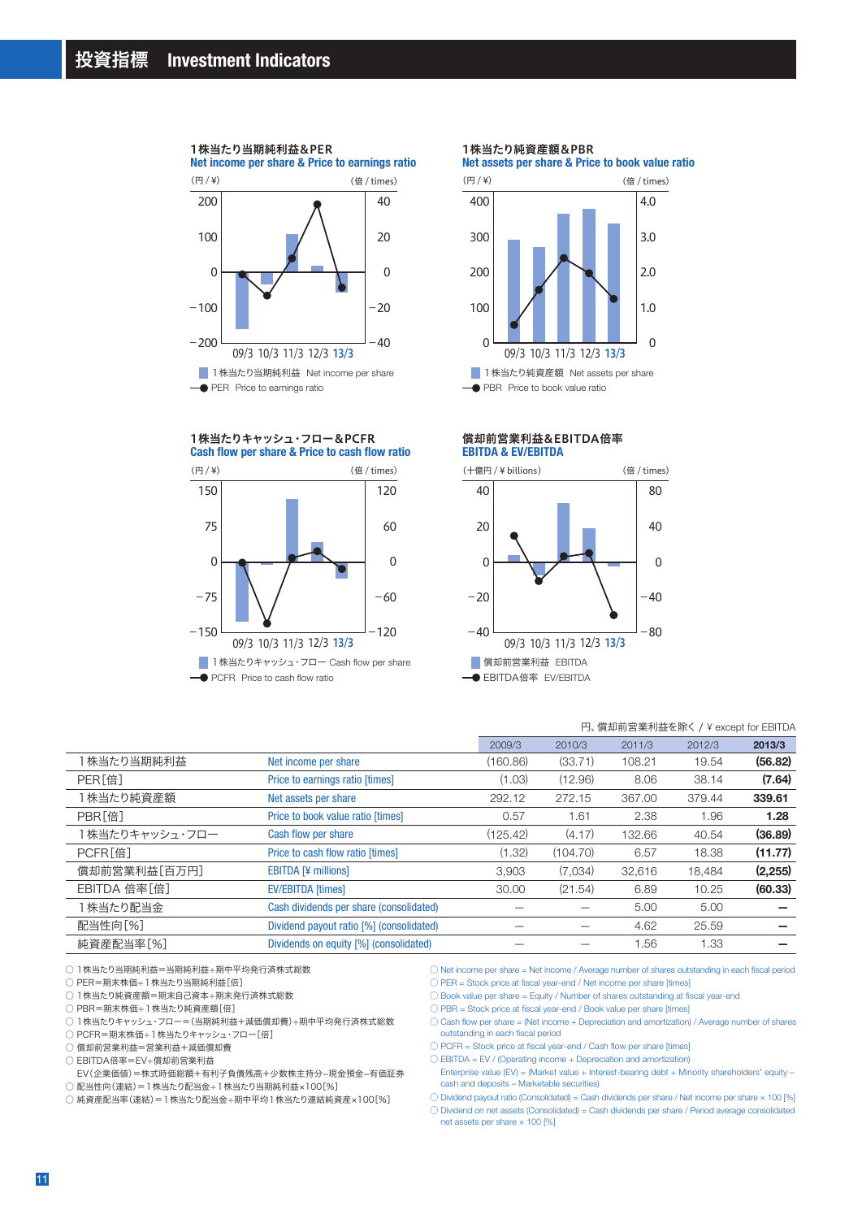# 投資指標 Investment Indicators

### 1株当たり当期純利益＆PER
**Net income per share & Price to earnings ratio**

(円 / ¥)　(倍 / times)

09/3 10/3 11/3 12/3 13/3

1株当たり当期純利益 Net income per share
PER Price to earnings ratio

### 1株当たり純資産額＆PBR
**Net assets per share & Price to book value ratio**

(円 / ¥)　(倍 / times)

09/3 10/3 11/3 12/3 13/3

1株当たり純資産額 Net assets per share
PBR Price to book value ratio

### 1株当たりキャッシュ・フロー＆PCFR
**Cash flow per share & Price to cash flow ratio**

(円 / ¥)　(倍 / times)

09/3 10/3 11/3 12/3 13/3

1株当たりキャッシュ・フロー Cash flow per share
PCFR Price to cash flow ratio

### 償却前営業利益＆EBITDA倍率
**EBITDA & EV/EBITDA**

(十億円 / ¥ billions)　(倍 / times)

09/3 10/3 11/3 12/3 13/3

償却前営業利益 EBITDA
EBITDA倍率 EV/EBITDA

円、償却前営業利益を除く / ¥ except for EBITDA

| | | 2009/3 | 2010/3 | 2011/3 | 2012/3 | 2013/3 |
|---|---|---|---|---|---|---|
| 1株当たり当期純利益 | Net income per share | (160.86) | (33.71) | 108.21 | 19.54 | **(56.82)** |
| PER[倍] | Price to earnings ratio [times] | (1.03) | (12.96) | 8.06 | 38.14 | **(7.64)** |
| 1株当たり純資産額 | Net assets per share | 292.12 | 272.15 | 367.00 | 379.44 | **339.61** |
| PBR[倍] | Price to book value ratio [times] | 0.57 | 1.61 | 2.38 | 1.96 | **1.28** |
| 1株当たりキャッシュ・フロー | Cash flow per share | (125.42) | (4.17) | 132.66 | 40.54 | **(36.89)** |
| PCFR[倍] | Price to cash flow ratio [times] | (1.32) | (104.70) | 6.57 | 18.38 | **(11.77)** |
| 償却前営業利益[百万円] | EBITDA [¥ millions] | 3,903 | (7,034) | 32,616 | 18,484 | **(2,255)** |
| EBITDA 倍率[倍] | EV/EBITDA [times] | 30.00 | (21.54) | 6.89 | 10.25 | **(60.33)** |
| 1株当たり配当金 | Cash dividends per share (consolidated) | — | — | 5.00 | 5.00 | **—** |
| 配当性向[%] | Dividend payout ratio [%] (consolidated) | — | — | 4.62 | 25.59 | **—** |
| 純資産配当率[%] | Dividends on equity [%] (consolidated) | — | — | 1.56 | 1.33 | **—** |

- ○ 1株当たり当期純利益＝当期純利益÷期中平均発行済株式総数
- ○ PER＝期末株価÷1株当たり当期純利益[倍]
- ○ 1株当たり純資産額＝期末自己資本÷期末発行済株式総数
- ○ PBR＝期末株価÷1株当たり純資産額[倍]
- ○ 1株当たりキャッシュ・フロー＝(当期純利益＋減価償却費)÷期中平均発行済株式総数
- ○ PCFR＝期末株価÷1株当たりキャッシュ・フロー[倍]
- ○ 償却前営業利益＝営業利益＋減価償却費
- ○ EBITDA倍率＝EV÷償却前営業利益
  EV(企業価値)＝株式時価総額＋有利子負債残高＋少数株主持分−現金預金−有価証券
- ○ 配当性向(連結)＝1株当たり配当金÷1株当たり当期純利益×100[%]
- ○ 純資産配当率(連結)＝1株当たり配当金÷期中平均1株当たり連結純資産×100[%]

- ○ Net income per share = Net income / Average number of shares outstanding in each fiscal period
- ○ PER = Stock price at fiscal year-end / Net income per share [times]
- ○ Book value per share = Equity / Number of shares outstanding at fiscal year-end
- ○ PBR = Stock price at fiscal year-end / Book value per share [times]
- ○ Cash flow per share = (Net income + Depreciation and amortization) / Average number of shares outstanding in each fiscal period
- ○ PCFR = Stock price at fiscal year-end / Cash flow per share [times]
- ○ EBITDA = EV / (Operating income + Depreciation and amortization)
  Enterprise value (EV) = (Market value + Interest-bearing debt + Minority shareholders' equity − cash and deposits − Marketable securities)
- ○ Dividend payout ratio (Consolidated) = Cash dividends per share / Net income per share × 100 [%]
- ○ Dividend on net assets (Consolidated) = Cash dividends per share / Period average consolidated net assets per share × 100 [%]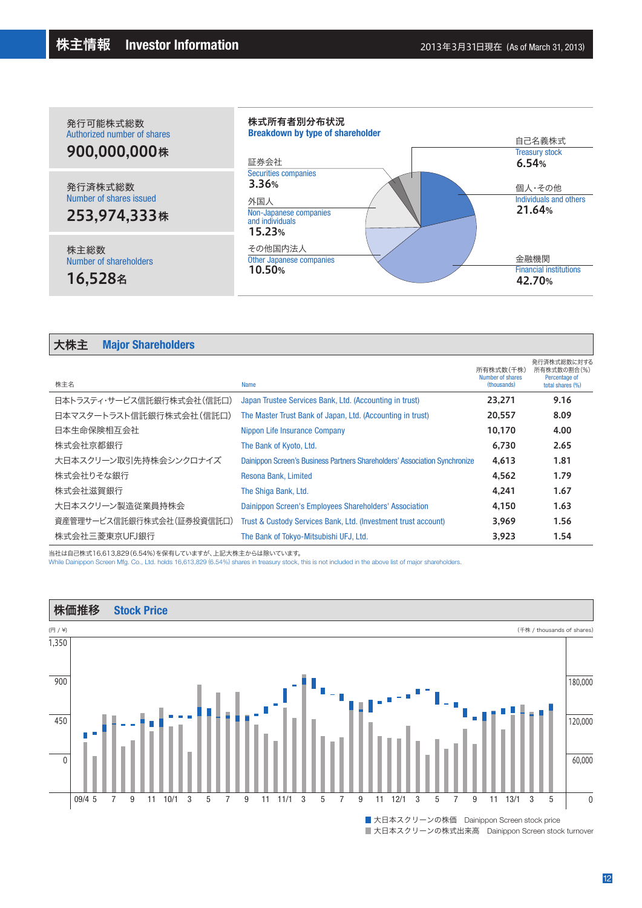# 株主情報 Investor Information

2013年3月31日現在（As of March 31, 2013)

発行可能株式総数
Authorized number of shares
**900,000,000株**

発行済株式総数
Number of shares issued
**253,974,333株**

株主総数
Number of shareholders
**16,528名**

## 株式所有者別分布状況 Breakdown by type of shareholder

- 自己名義株式 Treasury stock **6.54%**
- 個人・その他 Individuals and others **21.64%**
- 金融機関 Financial institutions **42.70%**
- その他国内法人 Other Japanese companies **10.50%**
- 外国人 Non-Japanese companies and individuals **15.23%**
- 証券会社 Securities companies **3.36%**

## 大株主 Major Shareholders

| 株主名 | Name | 所有株式数(千株) Number of shares (thousands) | 発行済株式総数に対する所有株式数の割合(%) Percentage of total shares (%) |
|---|---|---|---|
| 日本トラスティ・サービス信託銀行株式会社(信託口) | Japan Trustee Services Bank, Ltd. (Accounting in trust) | 23,271 | 9.16 |
| 日本マスタートラスト信託銀行株式会社(信託口) | The Master Trust Bank of Japan, Ltd. (Accounting in trust) | 20,557 | 8.09 |
| 日本生命保険相互会社 | Nippon Life Insurance Company | 10,170 | 4.00 |
| 株式会社京都銀行 | The Bank of Kyoto, Ltd. | 6,730 | 2.65 |
| 大日本スクリーン取引先持株会シンクロナイズ | Dainippon Screen's Business Partners Shareholders' Association Synchronize | 4,613 | 1.81 |
| 株式会社りそな銀行 | Resona Bank, Limited | 4,562 | 1.79 |
| 株式会社滋賀銀行 | The Shiga Bank, Ltd. | 4,241 | 1.67 |
| 大日本スクリーン製造従業員持株会 | Dainippon Screen's Employees Shareholders' Association | 4,150 | 1.63 |
| 資産管理サービス信託銀行株式会社(証券投資信託口) | Trust & Custody Services Bank, Ltd. (Investment trust account) | 3,969 | 1.56 |
| 株式会社三菱東京UFJ銀行 | The Bank of Tokyo-Mitsubishi UFJ, Ltd. | 3,923 | 1.54 |

当社は自己株式16,613,829(6.54%)を保有していますが、上記大株主からは除いています。
While Dainippon Screen Mfg. Co., Ltd. holds 16,613,829 (6.54%) shares in treasury stock, this is not included in the above list of major shareholders.

## 株価推移 Stock Price

(円 / ¥) (千株 / thousands of shares)

Left axis: 0, 450, 900, 1,350
Right axis: 0, 60,000, 120,000, 180,000
Horizontal axis: 09/4, 5, 7, 9, 11, 10/1, 3, 5, 7, 9, 11, 11/1, 3, 5, 7, 9, 11, 12/1, 3, 5, 7, 9, 11, 13/1, 3, 5

■ 大日本スクリーンの株価 Dainippon Screen stock price
■ 大日本スクリーンの株式出来高 Dainippon Screen stock turnover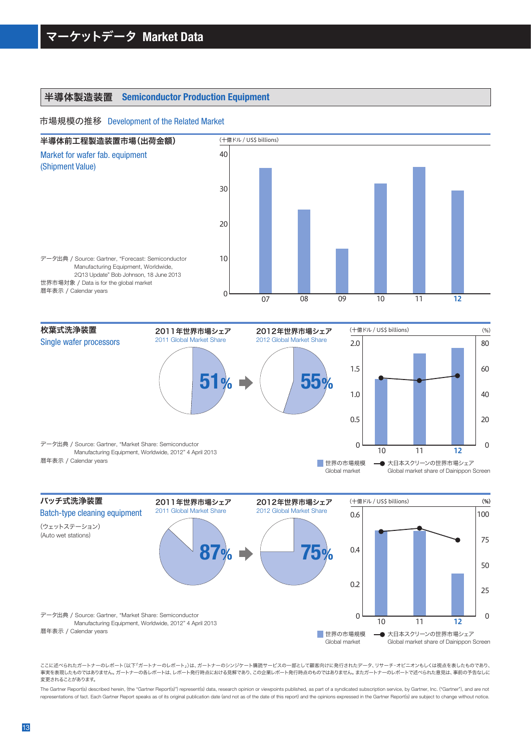# マーケットデータ Market Data

## 半導体製造装置 Semiconductor Production Equipment

### 市場規模の推移 Development of the Related Market

#### 半導体前工程製造装置市場（出荷金額）
Market for wafer fab. equipment (Shipment Value)

(十億ドル / US$ billions)

データ出典 / Source: Gartner, "Forecast: Semiconductor Manufacturing Equipment, Worldwide, 2Q13 Update" Bob Johnson, 18 June 2013
世界市場対象 / Data is for the global market
暦年表示 / Calendar years

#### 枚葉式洗浄装置
Single wafer processors

2011年世界市場シェア 2011 Global Market Share: 51%
2012年世界市場シェア 2012 Global Market Share: 55%

(十億ドル / US$ billions) (%)

■ 世界の市場規模 Global market
●― 大日本スクリーンの世界市場シェア Global market share of Dainippon Screen

データ出典 / Source: Gartner, "Market Share: Semiconductor Manufacturing Equipment, Worldwide, 2012" 4 April 2013
暦年表示 / Calendar years

#### バッチ式洗浄装置
Batch-type cleaning equipment
（ウェットステーション）
(Auto wet stations)

2011年世界市場シェア 2011 Global Market Share: 87%
2012年世界市場シェア 2012 Global Market Share: 75%

(十億ドル / US$ billions) (%)

■ 世界の市場規模 Global market
●― 大日本スクリーンの世界市場シェア Global market share of Dainippon Screen

データ出典 / Source: Gartner, "Market Share: Semiconductor Manufacturing Equipment, Worldwide, 2012" 4 April 2013
暦年表示 / Calendar years

ここに述べられたガートナーのレポート（以下「ガートナーのレポート」）は、ガートナーのシンジケート購読サービスの一部として顧客向けに発行されたデータ、リサーチ・オピニオンもしくは視点を表したものであり、事実を表現したものではありません。ガートナーの各レポートは、レポート発行時点における見解であり、この企業レポート発行時点のものではありません。またガートナーのレポートで述べられた意見は、事前の予告なしに変更されることがあります。

The Gartner Report(s) described herein, (the "Gartner Report(s)") represent(s) data, research opinion or viewpoints published, as part of a syndicated subscription service, by Gartner, Inc. ("Gartner"), and are not representations of fact. Each Gartner Report speaks as of its original publication date (and not as of the date of this report) and the opinions expressed in the Gartner Report(s) are subject to change without notice.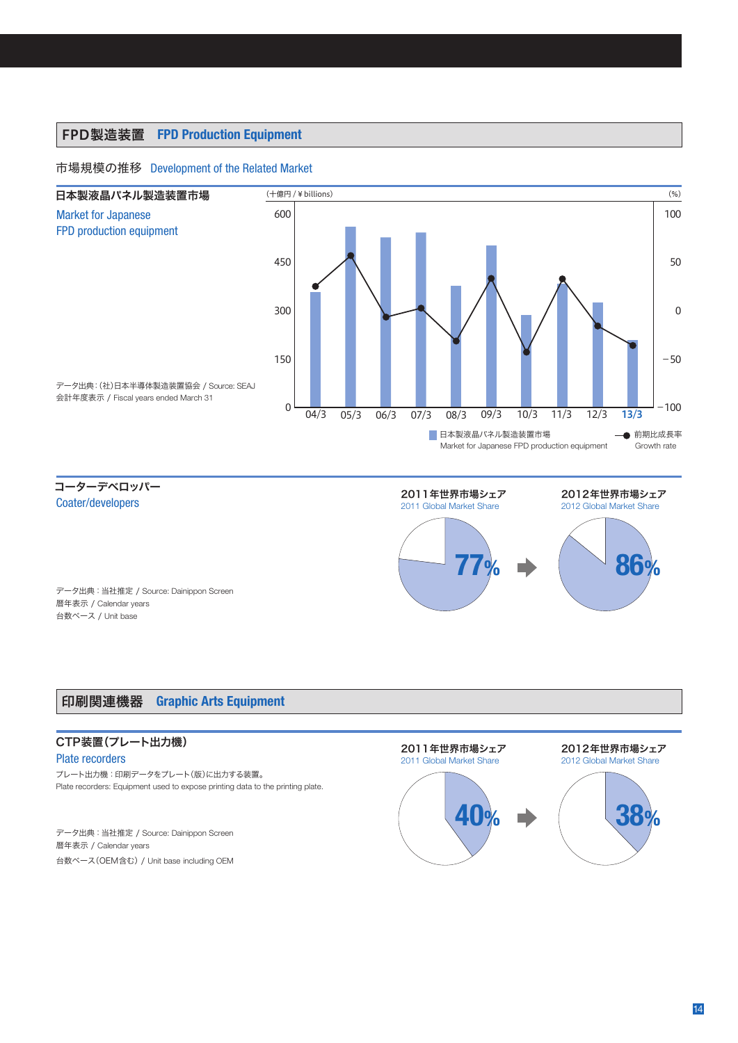## FPD製造装置　FPD Production Equipment

### 市場規模の推移　Development of the Related Market

**日本製液晶パネル製造装置市場**

Market for Japanese FPD production equipment

データ出典：(社)日本半導体製造装置協会 / Source: SEAJ
会計年度表示 / Fiscal years ended March 31

(十億円 / ¥ billions)　(%)

日本製液晶パネル製造装置市場 Market for Japanese FPD production equipment
前期比成長率 Growth rate

04/3　05/3　06/3　07/3　08/3　09/3　10/3　11/3　12/3　13/3

**コーターデベロッパー**

Coater/developers

データ出典：当社推定 / Source: Dainippon Screen
暦年表示 / Calendar years
台数ベース / Unit base

2011年世界市場シェア 2011 Global Market Share: 77%
2012年世界市場シェア 2012 Global Market Share: 86%

## 印刷関連機器　Graphic Arts Equipment

**CTP装置(プレート出力機)**

Plate recorders

プレート出力機：印刷データをプレート(版)に出力する装置。
Plate recorders: Equipment used to expose printing data to the printing plate.

データ出典：当社推定 / Source: Dainippon Screen
暦年表示 / Calendar years
台数ベース(OEM含む) / Unit base including OEM

2011年世界市場シェア 2011 Global Market Share: 40%
2012年世界市場シェア 2012 Global Market Share: 38%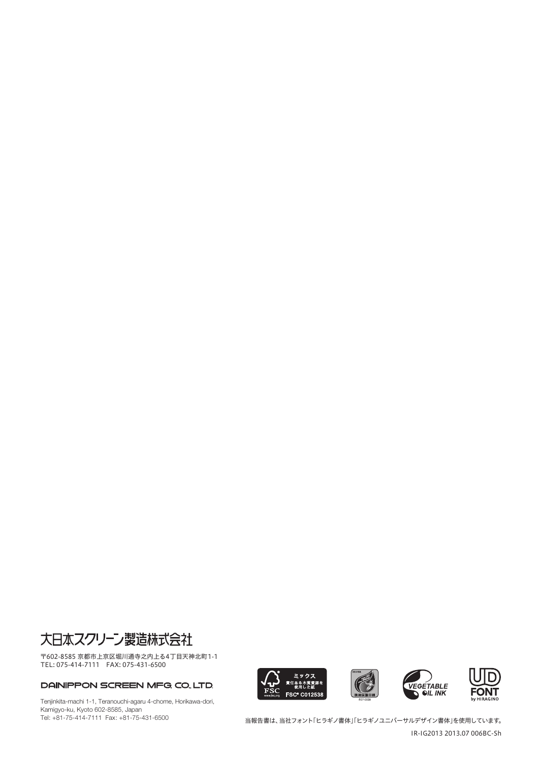大日本スクリーン製造株式会社

〒602-8585 京都市上京区堀川通寺之内上る4丁目天神北町1-1
TEL: 075-414-7111　FAX: 075-431-6500

DAINIPPON SCREEN MFG. CO., LTD.

Tenjinkita-machi 1-1, Teranouchi-agaru 4-chome, Horikawa-dori,
Kamigyo-ku, Kyoto 602-8585, Japan
Tel: +81-75-414-7111　Fax: +81-75-431-6500

ミックス
責任ある木質資源を使用した紙
FSC® C012538

VEGETABLE OIL INK

UD FONT by HIRAGINO

当報告書は、当社フォント「ヒラギノ書体」「ヒラギノユニバーサルデザイン書体」を使用しています。

IR-IG2013 2013.07 006BC-Sh